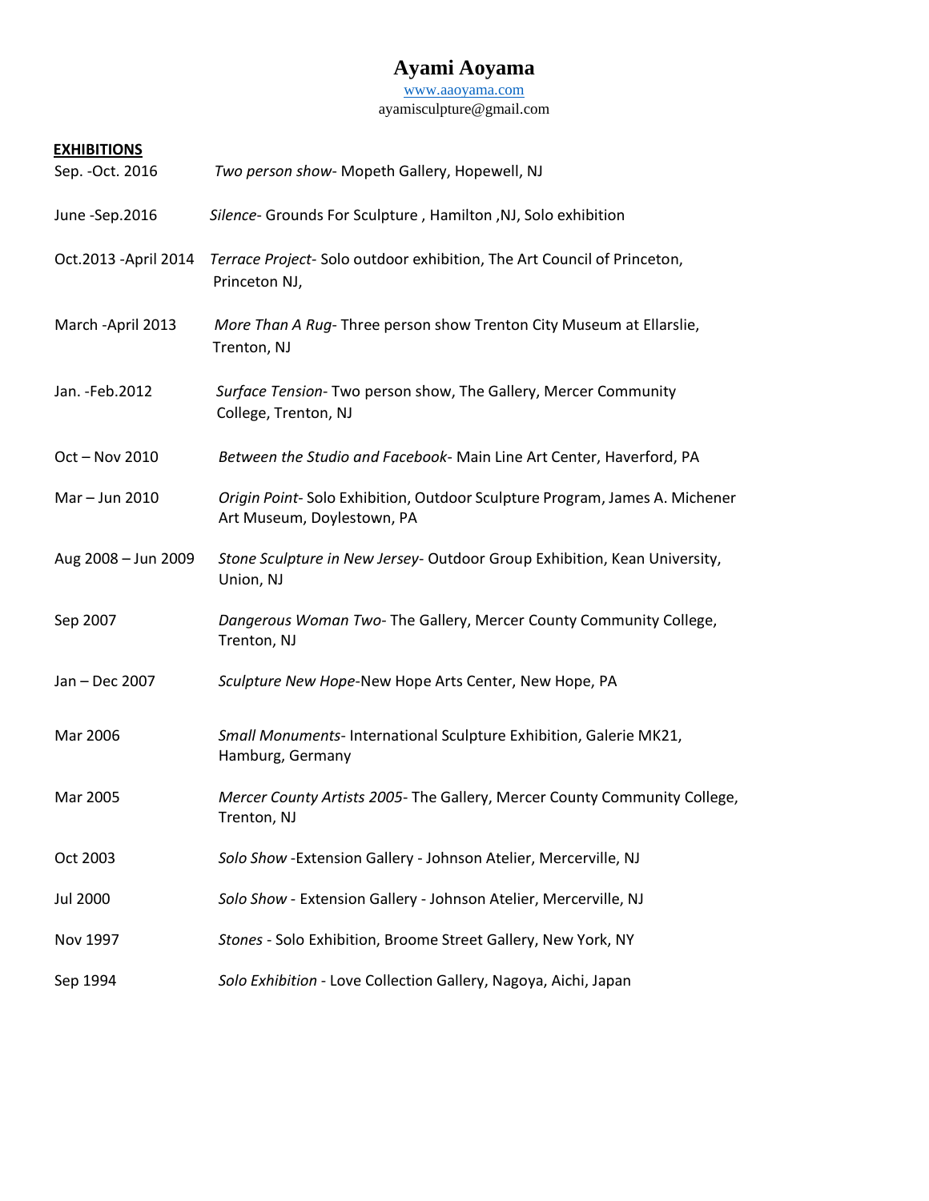# Ayami Aoyama

www.aaoyama.com
ayamisculpture@gmail.com

**EXHIBITIONS**

| | |
|---|---|
| Sep. -Oct. 2016 | *Two person show*- Mopeth Gallery, Hopewell, NJ |
| June -Sep.2016 | *Silence*- Grounds For Sculpture , Hamilton ,NJ, Solo exhibition |
| Oct.2013 -April 2014 | *Terrace Project*- Solo outdoor exhibition, The Art Council of Princeton, Princeton NJ, |
| March -April 2013 | *More Than A Rug*- Three person show Trenton City Museum at Ellarslie, Trenton, NJ |
| Jan. -Feb.2012 | *Surface Tension*- Two person show, The Gallery, Mercer Community College, Trenton, NJ |
| Oct – Nov 2010 | *Between the Studio and Facebook*- Main Line Art Center, Haverford, PA |
| Mar – Jun 2010 | *Origin Point*- Solo Exhibition, Outdoor Sculpture Program, James A. Michener Art Museum, Doylestown, PA |
| Aug 2008 – Jun 2009 | *Stone Sculpture in New Jersey*- Outdoor Group Exhibition, Kean University, Union, NJ |
| Sep 2007 | *Dangerous Woman Two*- The Gallery, Mercer County Community College, Trenton, NJ |
| Jan – Dec 2007 | *Sculpture New Hope*-New Hope Arts Center, New Hope, PA |
| Mar 2006 | *Small Monuments*- International Sculpture Exhibition, Galerie MK21, Hamburg, Germany |
| Mar 2005 | *Mercer County Artists 2005*- The Gallery, Mercer County Community College, Trenton, NJ |
| Oct 2003 | *Solo Show* -Extension Gallery - Johnson Atelier, Mercerville, NJ |
| Jul 2000 | *Solo Show* - Extension Gallery - Johnson Atelier, Mercerville, NJ |
| Nov 1997 | *Stones* - Solo Exhibition, Broome Street Gallery, New York, NY |
| Sep 1994 | *Solo Exhibition* - Love Collection Gallery, Nagoya, Aichi, Japan |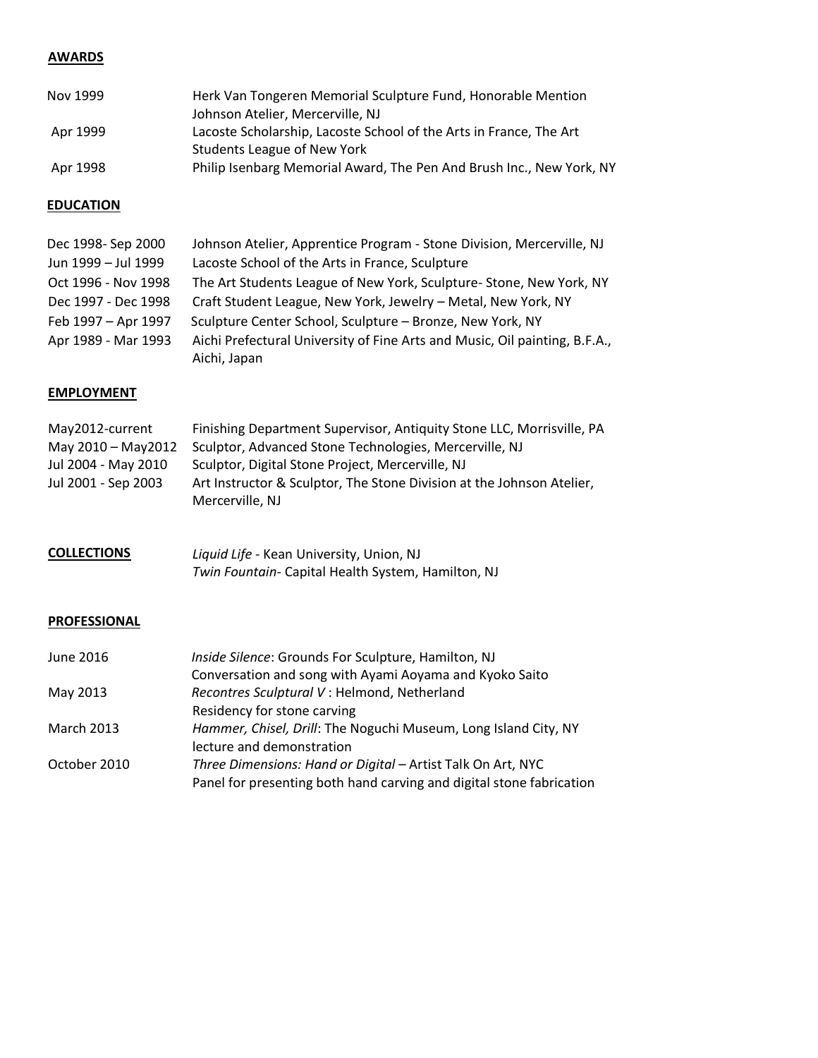## AWARDS

| | |
|---|---|
| Nov 1999 | Herk Van Tongeren Memorial Sculpture Fund, Honorable Mention Johnson Atelier, Mercerville, NJ |
| Apr 1999 | Lacoste Scholarship, Lacoste School of the Arts in France, The Art Students League of New York |
| Apr 1998 | Philip Isenbarg Memorial Award, The Pen And Brush Inc., New York, NY |

## EDUCATION

| | |
|---|---|
| Dec 1998- Sep 2000 | Johnson Atelier, Apprentice Program - Stone Division, Mercerville, NJ |
| Jun 1999 – Jul 1999 | Lacoste School of the Arts in France, Sculpture |
| Oct 1996 - Nov 1998 | The Art Students League of New York, Sculpture- Stone, New York, NY |
| Dec 1997 - Dec 1998 | Craft Student League, New York, Jewelry – Metal, New York, NY |
| Feb 1997 – Apr 1997 | Sculpture Center School, Sculpture – Bronze, New York, NY |
| Apr 1989 - Mar 1993 | Aichi Prefectural University of Fine Arts and Music, Oil painting, B.F.A., Aichi, Japan |

## EMPLOYMENT

| | |
|---|---|
| May2012-current | Finishing Department Supervisor, Antiquity Stone LLC, Morrisville, PA |
| May 2010 – May2012 | Sculptor, Advanced Stone Technologies, Mercerville, NJ |
| Jul 2004 - May 2010 | Sculptor, Digital Stone Project, Mercerville, NJ |
| Jul 2001 - Sep 2003 | Art Instructor & Sculptor, The Stone Division at the Johnson Atelier, Mercerville, NJ |

## COLLECTIONS

*Liquid Life* - Kean University, Union, NJ
*Twin Fountain*- Capital Health System, Hamilton, NJ

## PROFESSIONAL

| | |
|---|---|
| June 2016 | *Inside Silence*: Grounds For Sculpture, Hamilton, NJ<br>Conversation and song with Ayami Aoyama and Kyoko Saito |
| May 2013 | *Recontres Sculptural V* : Helmond, Netherland<br>Residency for stone carving |
| March 2013 | *Hammer, Chisel, Drill*: The Noguchi Museum, Long Island City, NY<br>lecture and demonstration |
| October 2010 | *Three Dimensions: Hand or Digital* – Artist Talk On Art, NYC<br>Panel for presenting both hand carving and digital stone fabrication |